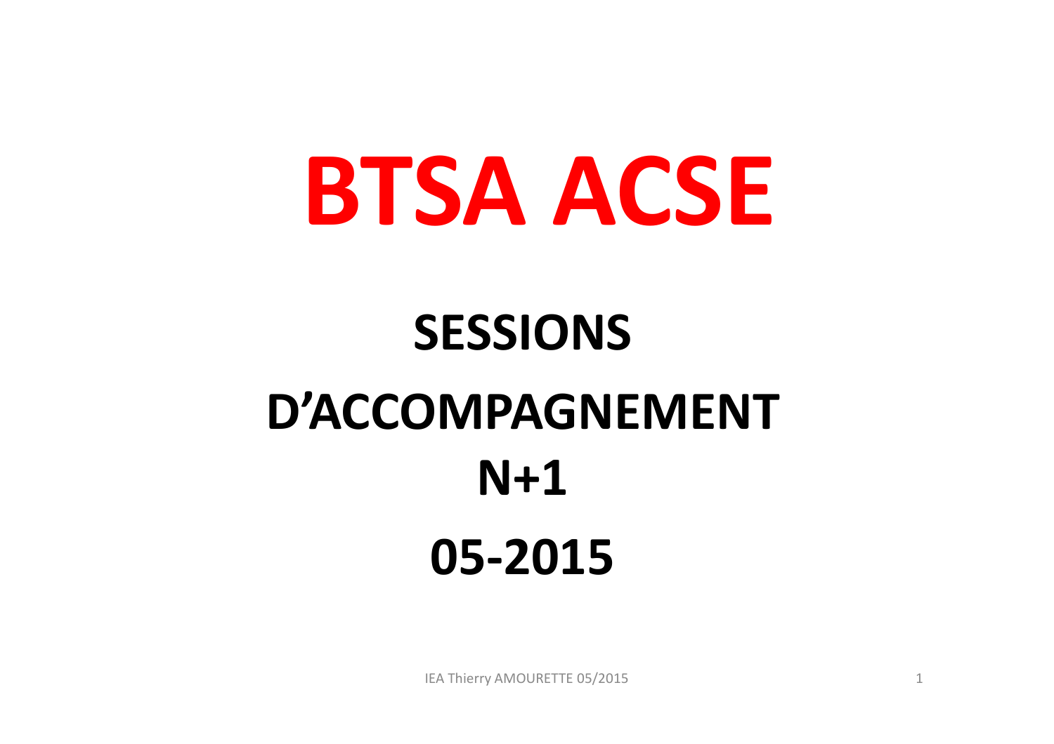# BTSA ACSE

## SESSIONS D'ACCOMPAGNEMENT N+1

## 05-2015

IEA Thierry AMOURETTE 05/2015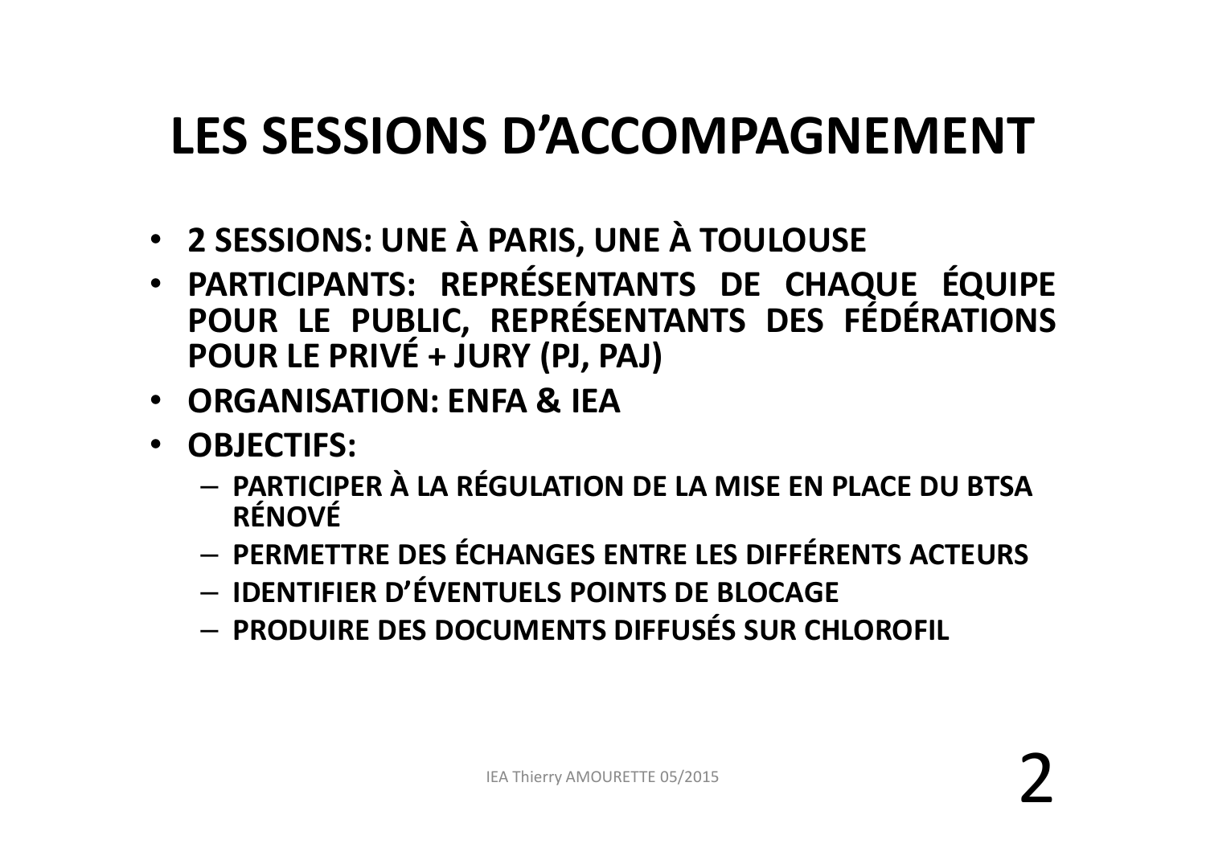# LES SESSIONS D'ACCOMPAGNEMENT

- **2 SESSIONS: UNE À PARIS, UNE À TOULOUSE**
- **PARTICIPANTS: REPRÉSENTANTS DE CHAQUE ÉQUIPE POUR LE PUBLIC, REPRÉSENTANTS DES FÉDÉRATIONS POUR LE PRIVÉ + JURY (PJ, PAJ)**
- **ORGANISATION: ENFA & IEA**
- **OBJECTIFS:**
  - **PARTICIPER À LA RÉGULATION DE LA MISE EN PLACE DU BTSA RÉNOVÉ**
  - **PERMETTRE DES ÉCHANGES ENTRE LES DIFFÉRENTS ACTEURS**
  - **IDENTIFIER D'ÉVENTUELS POINTS DE BLOCAGE**
  - **PRODUIRE DES DOCUMENTS DIFFUSÉS SUR CHLOROFIL**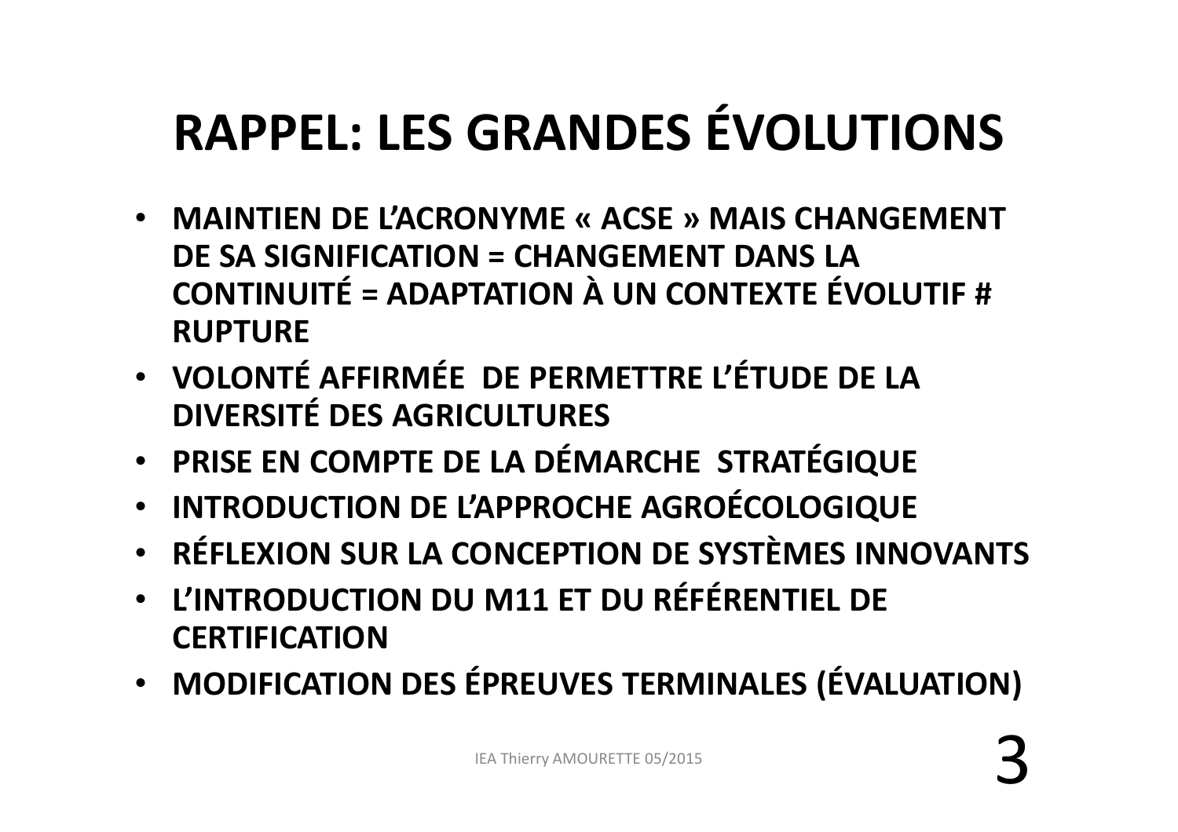# RAPPEL: LES GRANDES ÉVOLUTIONS

- **MAINTIEN DE L'ACRONYME « ACSE » MAIS CHANGEMENT DE SA SIGNIFICATION = CHANGEMENT DANS LA CONTINUITÉ = ADAPTATION À UN CONTEXTE ÉVOLUTIF # RUPTURE**
- **VOLONTÉ AFFIRMÉE DE PERMETTRE L'ÉTUDE DE LA DIVERSITÉ DES AGRICULTURES**
- **PRISE EN COMPTE DE LA DÉMARCHE STRATÉGIQUE**
- **INTRODUCTION DE L'APPROCHE AGROÉCOLOGIQUE**
- **RÉFLEXION SUR LA CONCEPTION DE SYSTÈMES INNOVANTS**
- **L'INTRODUCTION DU M11 ET DU RÉFÉRENTIEL DE CERTIFICATION**
- **MODIFICATION DES ÉPREUVES TERMINALES (ÉVALUATION)**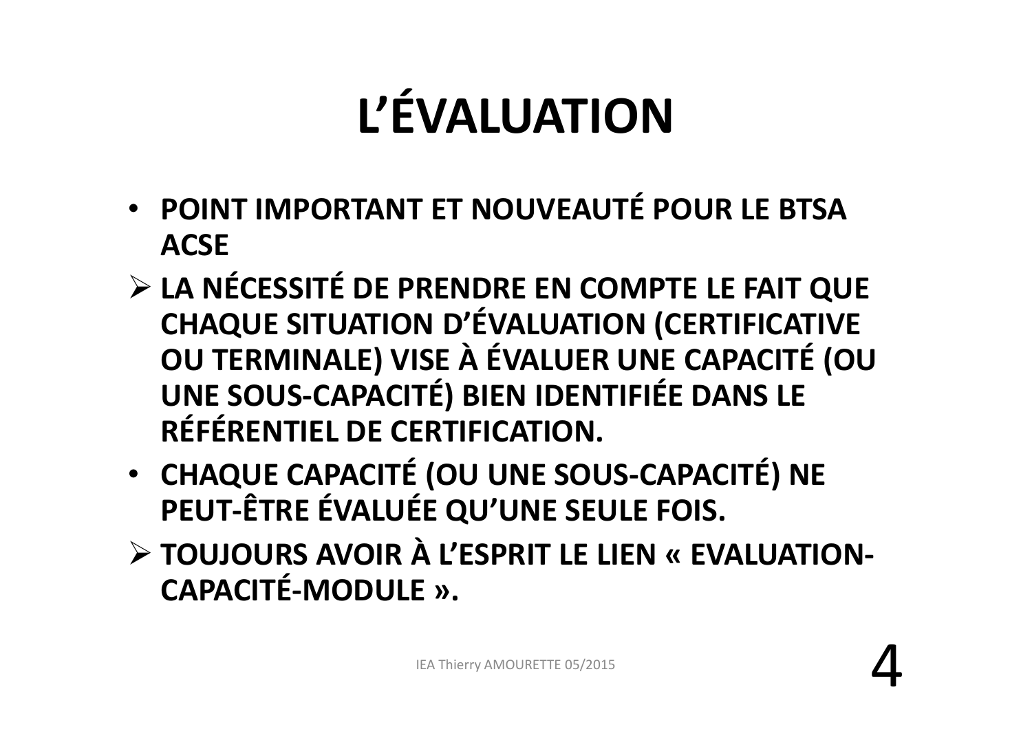# L'ÉVALUATION

- **POINT IMPORTANT ET NOUVEAUTÉ POUR LE BTSA ACSE**
  - **LA NÉCESSITÉ DE PRENDRE EN COMPTE LE FAIT QUE CHAQUE SITUATION D'ÉVALUATION (CERTIFICATIVE OU TERMINALE) VISE À ÉVALUER UNE CAPACITÉ (OU UNE SOUS-CAPACITÉ) BIEN IDENTIFIÉE DANS LE RÉFÉRENTIEL DE CERTIFICATION.**
- **CHAQUE CAPACITÉ (OU UNE SOUS-CAPACITÉ) NE PEUT-ÊTRE ÉVALUÉE QU'UNE SEULE FOIS.**
  - **TOUJOURS AVOIR À L'ESPRIT LE LIEN « EVALUATION-CAPACITÉ-MODULE ».**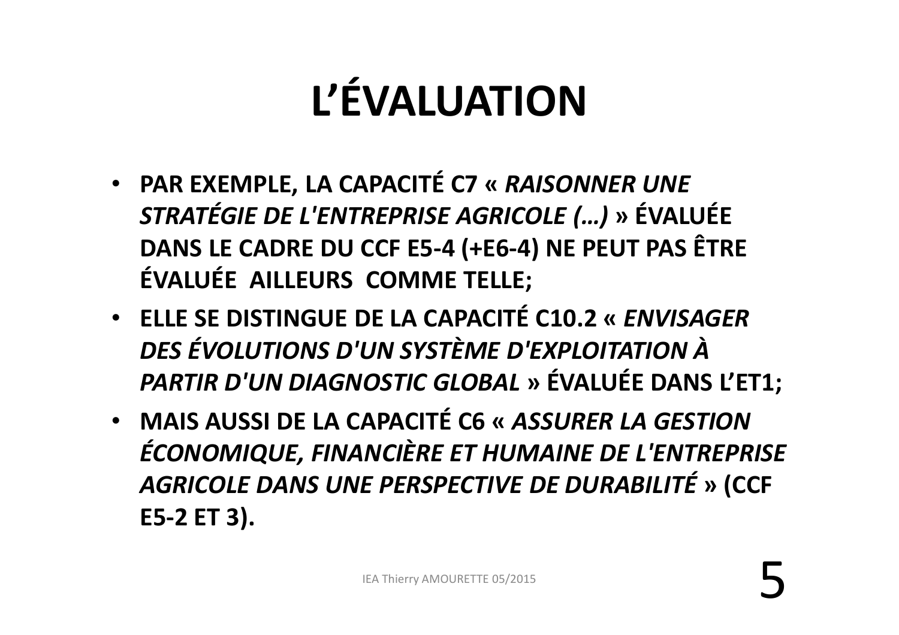# L'ÉVALUATION

- **PAR EXEMPLE, LA CAPACITÉ C7 «** ***RAISONNER UNE STRATÉGIE DE L'ENTREPRISE AGRICOLE (…)*** **» ÉVALUÉE DANS LE CADRE DU CCF E5-4 (+E6-4) NE PEUT PAS ÊTRE ÉVALUÉE AILLEURS COMME TELLE;**
- **ELLE SE DISTINGUE DE LA CAPACITÉ C10.2 «** ***ENVISAGER DES ÉVOLUTIONS D'UN SYSTÈME D'EXPLOITATION À PARTIR D'UN DIAGNOSTIC GLOBAL*** **» ÉVALUÉE DANS L'ET1;**
- **MAIS AUSSI DE LA CAPACITÉ C6 «** ***ASSURER LA GESTION ÉCONOMIQUE, FINANCIÈRE ET HUMAINE DE L'ENTREPRISE AGRICOLE DANS UNE PERSPECTIVE DE DURABILITÉ*** **» (CCF E5-2 ET 3).**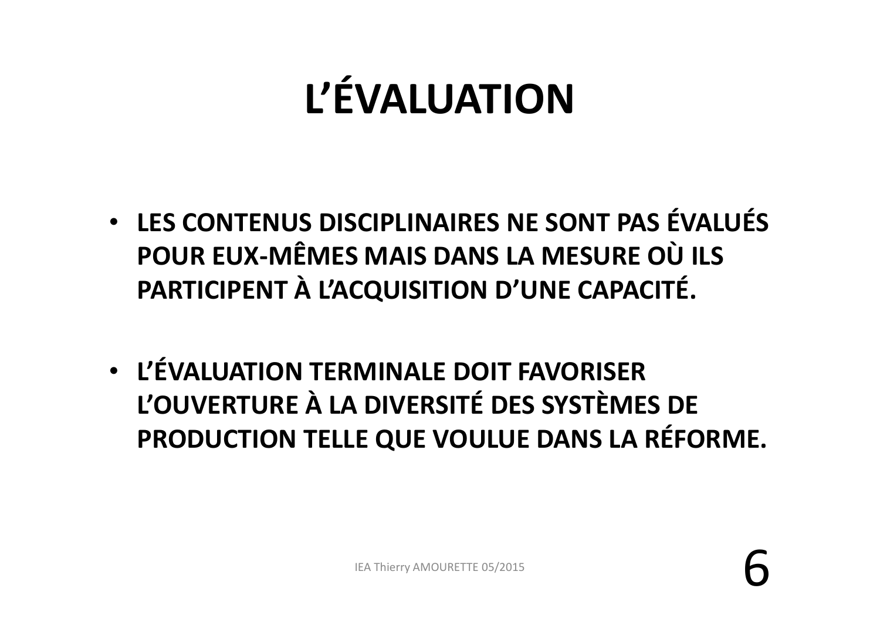# L'ÉVALUATION

- **LES CONTENUS DISCIPLINAIRES NE SONT PAS ÉVALUÉS POUR EUX-MÊMES MAIS DANS LA MESURE OÙ ILS PARTICIPENT À L'ACQUISITION D'UNE CAPACITÉ.**

- **L'ÉVALUATION TERMINALE DOIT FAVORISER L'OUVERTURE À LA DIVERSITÉ DES SYSTÈMES DE PRODUCTION TELLE QUE VOULUE DANS LA RÉFORME.**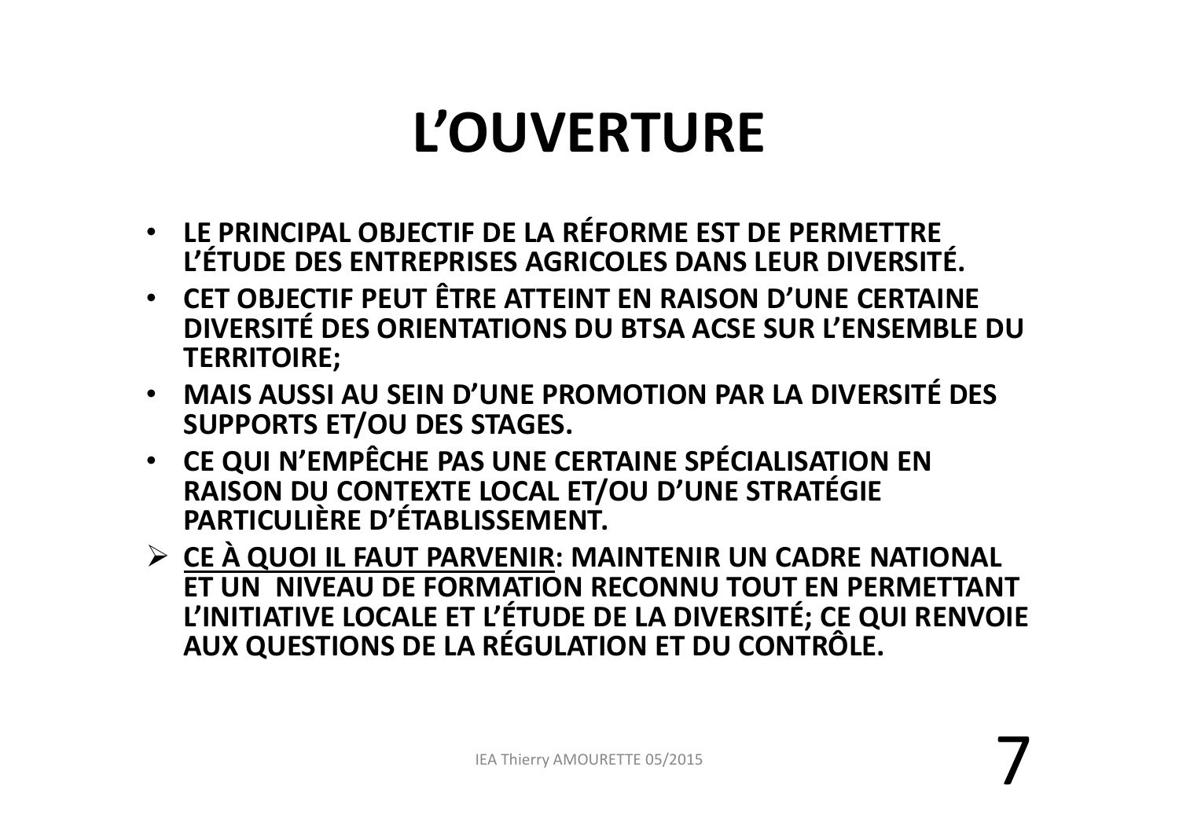# L'OUVERTURE

- **LE PRINCIPAL OBJECTIF DE LA RÉFORME EST DE PERMETTRE L'ÉTUDE DES ENTREPRISES AGRICOLES DANS LEUR DIVERSITÉ.**
- **CET OBJECTIF PEUT ÊTRE ATTEINT EN RAISON D'UNE CERTAINE DIVERSITÉ DES ORIENTATIONS DU BTSA ACSE SUR L'ENSEMBLE DU TERRITOIRE;**
- **MAIS AUSSI AU SEIN D'UNE PROMOTION PAR LA DIVERSITÉ DES SUPPORTS ET/OU DES STAGES.**
- **CE QUI N'EMPÊCHE PAS UNE CERTAINE SPÉCIALISATION EN RAISON DU CONTEXTE LOCAL ET/OU D'UNE STRATÉGIE PARTICULIÈRE D'ÉTABLISSEMENT.**

➢ **<u>CE À QUOI IL FAUT PARVENIR</u>: MAINTENIR UN CADRE NATIONAL ET UN NIVEAU DE FORMATION RECONNU TOUT EN PERMETTANT L'INITIATIVE LOCALE ET L'ÉTUDE DE LA DIVERSITÉ; CE QUI RENVOIE AUX QUESTIONS DE LA RÉGULATION ET DU CONTRÔLE.**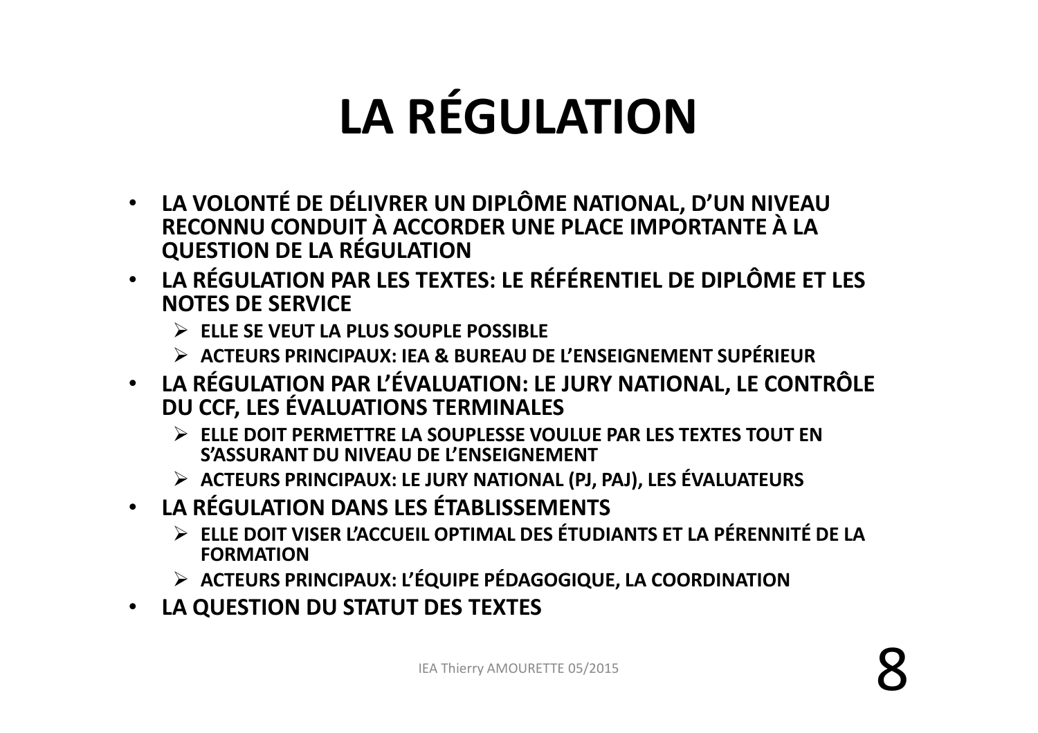# LA RÉGULATION

- **LA VOLONTÉ DE DÉLIVRER UN DIPLÔME NATIONAL, D'UN NIVEAU RECONNU CONDUIT À ACCORDER UNE PLACE IMPORTANTE À LA QUESTION DE LA RÉGULATION**
- **LA RÉGULATION PAR LES TEXTES: LE RÉFÉRENTIEL DE DIPLÔME ET LES NOTES DE SERVICE**
  - **ELLE SE VEUT LA PLUS SOUPLE POSSIBLE**
  - **ACTEURS PRINCIPAUX: IEA & BUREAU DE L'ENSEIGNEMENT SUPÉRIEUR**
- **LA RÉGULATION PAR L'ÉVALUATION: LE JURY NATIONAL, LE CONTRÔLE DU CCF, LES ÉVALUATIONS TERMINALES**
  - **ELLE DOIT PERMETTRE LA SOUPLESSE VOULUE PAR LES TEXTES TOUT EN S'ASSURANT DU NIVEAU DE L'ENSEIGNEMENT**
  - **ACTEURS PRINCIPAUX: LE JURY NATIONAL (PJ, PAJ), LES ÉVALUATEURS**
- **LA RÉGULATION DANS LES ÉTABLISSEMENTS**
  - **ELLE DOIT VISER L'ACCUEIL OPTIMAL DES ÉTUDIANTS ET LA PÉRENNITÉ DE LA FORMATION**
  - **ACTEURS PRINCIPAUX: L'ÉQUIPE PÉDAGOGIQUE, LA COORDINATION**
- **LA QUESTION DU STATUT DES TEXTES**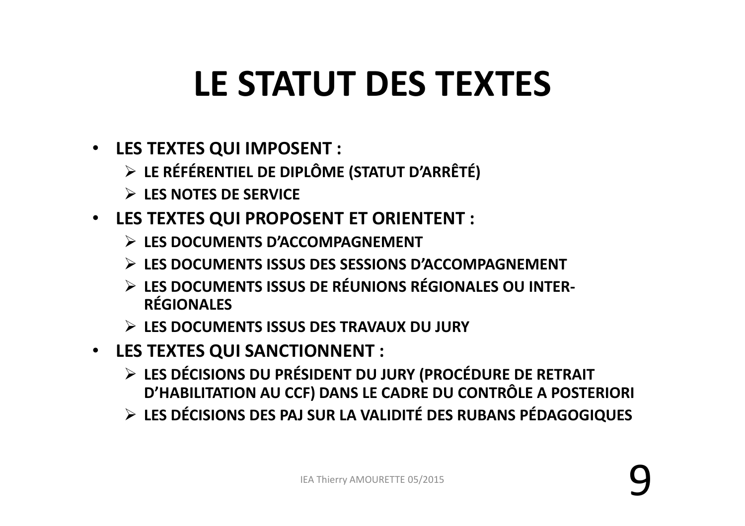# LE STATUT DES TEXTES

- **LES TEXTES QUI IMPOSENT :**
  - **LE RÉFÉRENTIEL DE DIPLÔME (STATUT D'ARRÊTÉ)**
  - **LES NOTES DE SERVICE**
- **LES TEXTES QUI PROPOSENT ET ORIENTENT :**
  - **LES DOCUMENTS D'ACCOMPAGNEMENT**
  - **LES DOCUMENTS ISSUS DES SESSIONS D'ACCOMPAGNEMENT**
  - **LES DOCUMENTS ISSUS DE RÉUNIONS RÉGIONALES OU INTER-RÉGIONALES**
  - **LES DOCUMENTS ISSUS DES TRAVAUX DU JURY**
- **LES TEXTES QUI SANCTIONNENT :**
  - **LES DÉCISIONS DU PRÉSIDENT DU JURY (PROCÉDURE DE RETRAIT D'HABILITATION AU CCF) DANS LE CADRE DU CONTRÔLE A POSTERIORI**
  - **LES DÉCISIONS DES PAJ SUR LA VALIDITÉ DES RUBANS PÉDAGOGIQUES**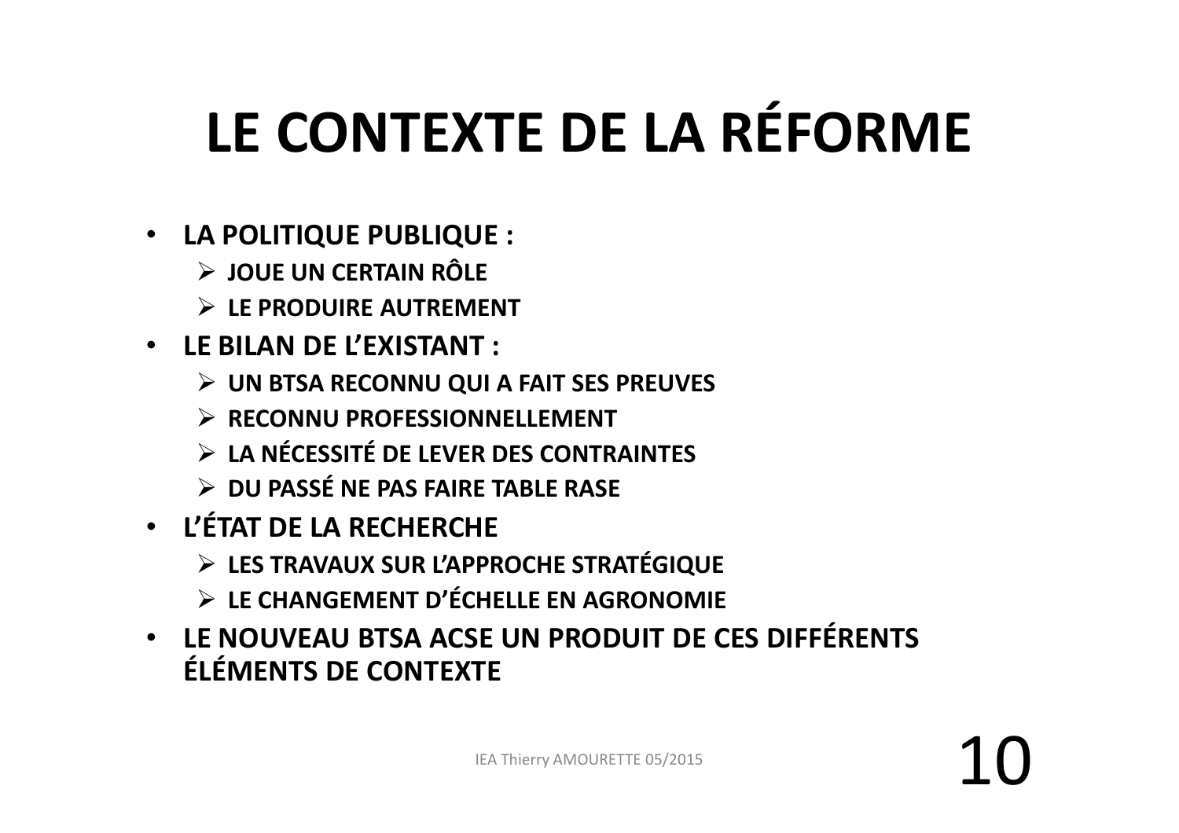# LE CONTEXTE DE LA RÉFORME

- **LA POLITIQUE PUBLIQUE :**
  - **JOUE UN CERTAIN RÔLE**
  - **LE PRODUIRE AUTREMENT**
- **LE BILAN DE L'EXISTANT :**
  - **UN BTSA RECONNU QUI A FAIT SES PREUVES**
  - **RECONNU PROFESSIONNELLEMENT**
  - **LA NÉCESSITÉ DE LEVER DES CONTRAINTES**
  - **DU PASSÉ NE PAS FAIRE TABLE RASE**
- **L'ÉTAT DE LA RECHERCHE**
  - **LES TRAVAUX SUR L'APPROCHE STRATÉGIQUE**
  - **LE CHANGEMENT D'ÉCHELLE EN AGRONOMIE**
- **LE NOUVEAU BTSA ACSE UN PRODUIT DE CES DIFFÉRENTS ÉLÉMENTS DE CONTEXTE**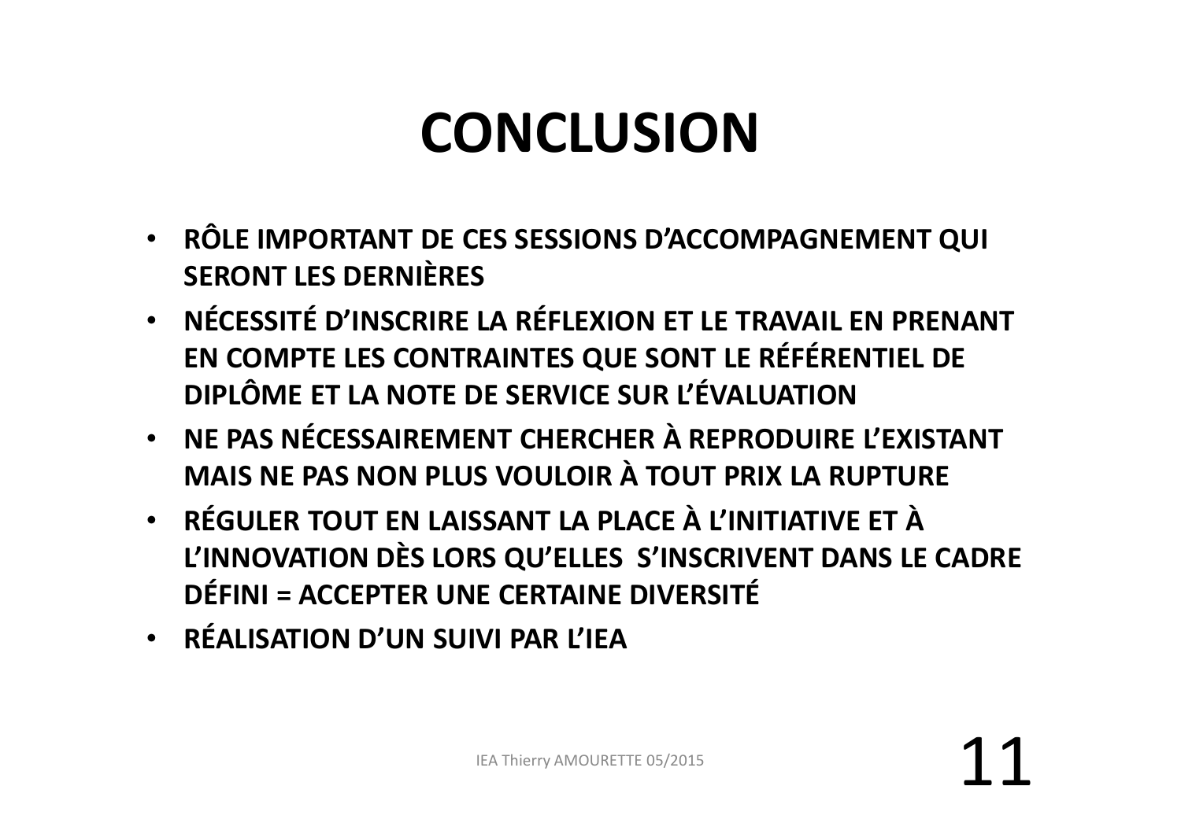# CONCLUSION

- **RÔLE IMPORTANT DE CES SESSIONS D'ACCOMPAGNEMENT QUI SERONT LES DERNIÈRES**
- **NÉCESSITÉ D'INSCRIRE LA RÉFLEXION ET LE TRAVAIL EN PRENANT EN COMPTE LES CONTRAINTES QUE SONT LE RÉFÉRENTIEL DE DIPLÔME ET LA NOTE DE SERVICE SUR L'ÉVALUATION**
- **NE PAS NÉCESSAIREMENT CHERCHER À REPRODUIRE L'EXISTANT MAIS NE PAS NON PLUS VOULOIR À TOUT PRIX LA RUPTURE**
- **RÉGULER TOUT EN LAISSANT LA PLACE À L'INITIATIVE ET À L'INNOVATION DÈS LORS QU'ELLES S'INSCRIVENT DANS LE CADRE DÉFINI = ACCEPTER UNE CERTAINE DIVERSITÉ**
- **RÉALISATION D'UN SUIVI PAR L'IEA**